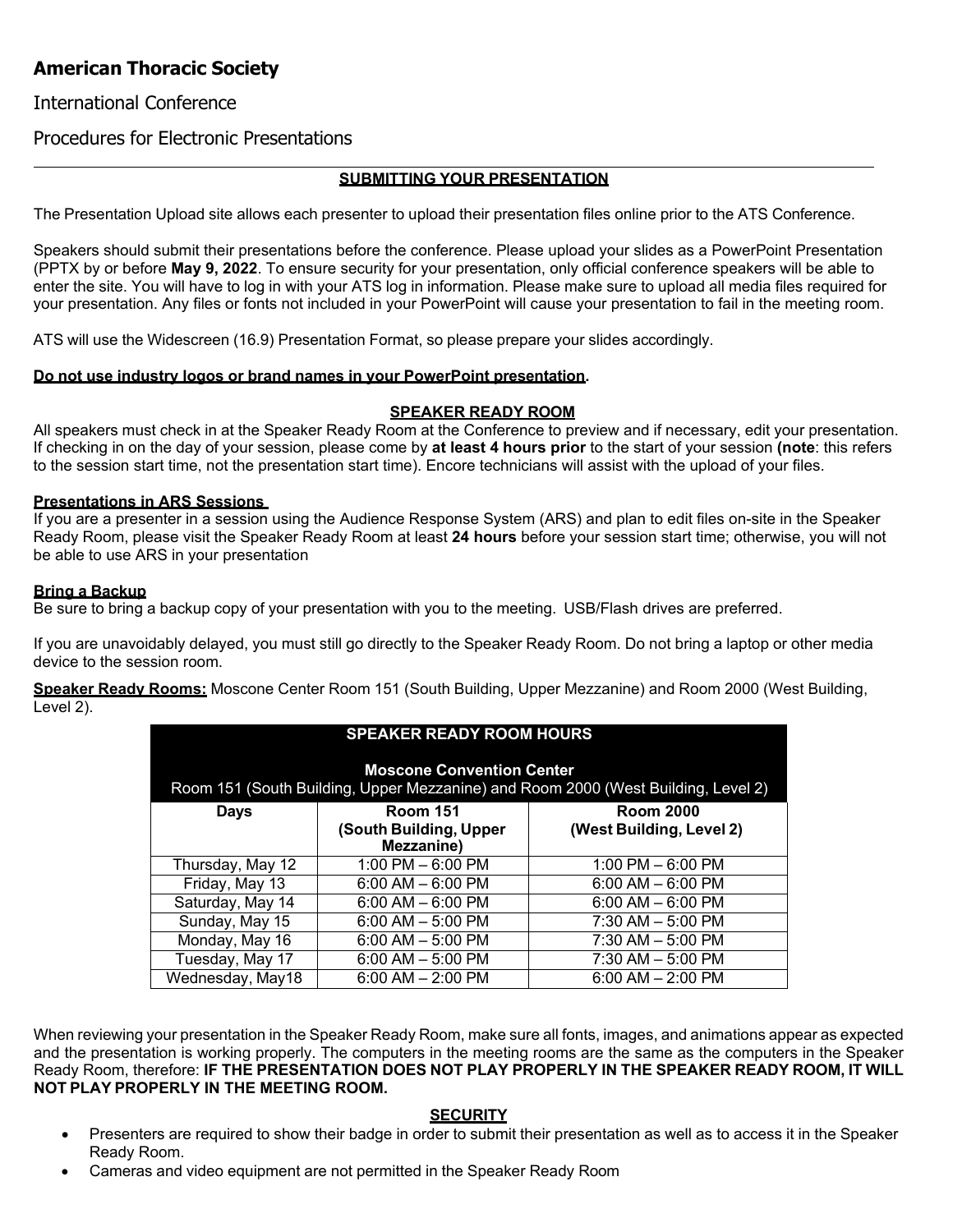# American Thoracic Society

International Conference

Procedures for Electronic Presentations

---

## SUBMITTING YOUR PRESENTATION

The Presentation Upload site allows each presenter to upload their presentation files online prior to the ATS Conference.

Speakers should submit their presentations before the conference. Please upload your slides as a PowerPoint Presentation (PPTX by or before **May 9, 2022**. To ensure security for your presentation, only official conference speakers will be able to enter the site. You will have to log in with your ATS log in information. Please make sure to upload all media files required for your presentation. Any files or fonts not included in your PowerPoint will cause your presentation to fail in the meeting room.

ATS will use the Widescreen (16.9) Presentation Format, so please prepare your slides accordingly.

**Do not use industry logos or brand names in your PowerPoint presentation.**

## SPEAKER READY ROOM

All speakers must check in at the Speaker Ready Room at the Conference to preview and if necessary, edit your presentation. If checking in on the day of your session, please come by **at least 4 hours prior** to the start of your session **(note**: this refers to the session start time, not the presentation start time). Encore technicians will assist with the upload of your files.

### Presentations in ARS Sessions

If you are a presenter in a session using the Audience Response System (ARS) and plan to edit files on-site in the Speaker Ready Room, please visit the Speaker Ready Room at least **24 hours** before your session start time; otherwise, you will not be able to use ARS in your presentation

### Bring a Backup

Be sure to bring a backup copy of your presentation with you to the meeting. USB/Flash drives are preferred.

If you are unavoidably delayed, you must still go directly to the Speaker Ready Room. Do not bring a laptop or other media device to the session room.

**Speaker Ready Rooms:** Moscone Center Room 151 (South Building, Upper Mezzanine) and Room 2000 (West Building, Level 2).

| SPEAKER READY ROOM HOURS<br>Moscone Convention Center<br>Room 151 (South Building, Upper Mezzanine) and Room 2000 (West Building, Level 2) | | |
|---|---|---|
| **Days** | **Room 151 (South Building, Upper Mezzanine)** | **Room 2000 (West Building, Level 2)** |
| Thursday, May 12 | 1:00 PM – 6:00 PM | 1:00 PM – 6:00 PM |
| Friday, May 13 | 6:00 AM – 6:00 PM | 6:00 AM – 6:00 PM |
| Saturday, May 14 | 6:00 AM – 6:00 PM | 6:00 AM – 6:00 PM |
| Sunday, May 15 | 6:00 AM – 5:00 PM | 7:30 AM – 5:00 PM |
| Monday, May 16 | 6:00 AM – 5:00 PM | 7:30 AM – 5:00 PM |
| Tuesday, May 17 | 6:00 AM – 5:00 PM | 7:30 AM – 5:00 PM |
| Wednesday, May18 | 6:00 AM – 2:00 PM | 6:00 AM – 2:00 PM |

When reviewing your presentation in the Speaker Ready Room, make sure all fonts, images, and animations appear as expected and the presentation is working properly. The computers in the meeting rooms are the same as the computers in the Speaker Ready Room, therefore: **IF THE PRESENTATION DOES NOT PLAY PROPERLY IN THE SPEAKER READY ROOM, IT WILL NOT PLAY PROPERLY IN THE MEETING ROOM.**

## SECURITY

- Presenters are required to show their badge in order to submit their presentation as well as to access it in the Speaker Ready Room.
- Cameras and video equipment are not permitted in the Speaker Ready Room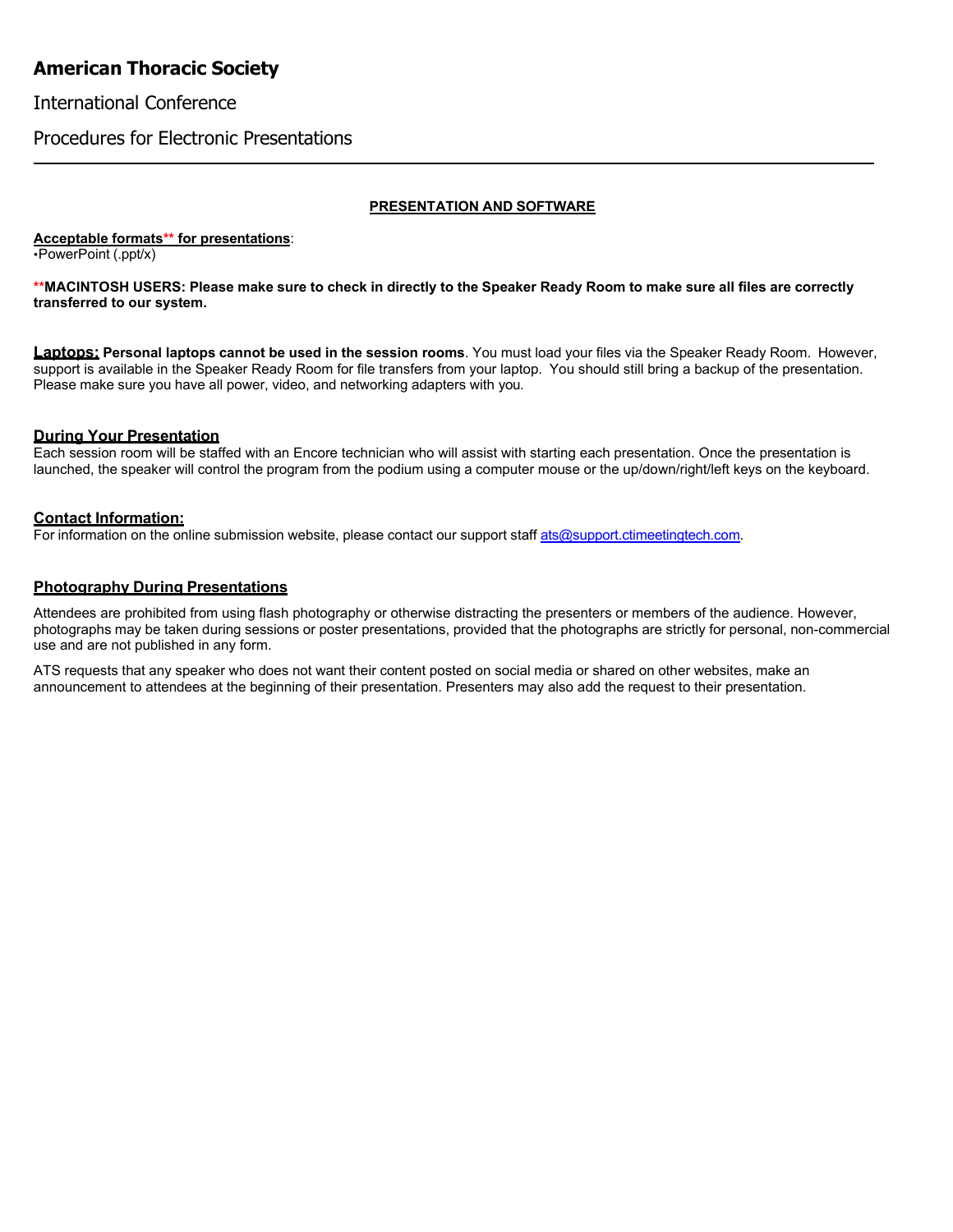**American Thoracic Society**

International Conference

Procedures for Electronic Presentations

---

## PRESENTATION AND SOFTWARE

**Acceptable formats** for presentations**:
•PowerPoint (.ppt/x)

****MACINTOSH USERS: Please make sure to check in directly to the Speaker Ready Room to make sure all files are correctly transferred to our system.**

**Laptops: Personal laptops cannot be used in the session rooms**. You must load your files via the Speaker Ready Room. However, support is available in the Speaker Ready Room for file transfers from your laptop. You should still bring a backup of the presentation. Please make sure you have all power, video, and networking adapters with you.

**During Your Presentation**

Each session room will be staffed with an Encore technician who will assist with starting each presentation. Once the presentation is launched, the speaker will control the program from the podium using a computer mouse or the up/down/right/left keys on the keyboard.

**Contact Information:**

For information on the online submission website, please contact our support staff ats@support.ctimeetingtech.com.

**Photography During Presentations**

Attendees are prohibited from using flash photography or otherwise distracting the presenters or members of the audience. However, photographs may be taken during sessions or poster presentations, provided that the photographs are strictly for personal, non-commercial use and are not published in any form.

ATS requests that any speaker who does not want their content posted on social media or shared on other websites, make an announcement to attendees at the beginning of their presentation. Presenters may also add the request to their presentation.